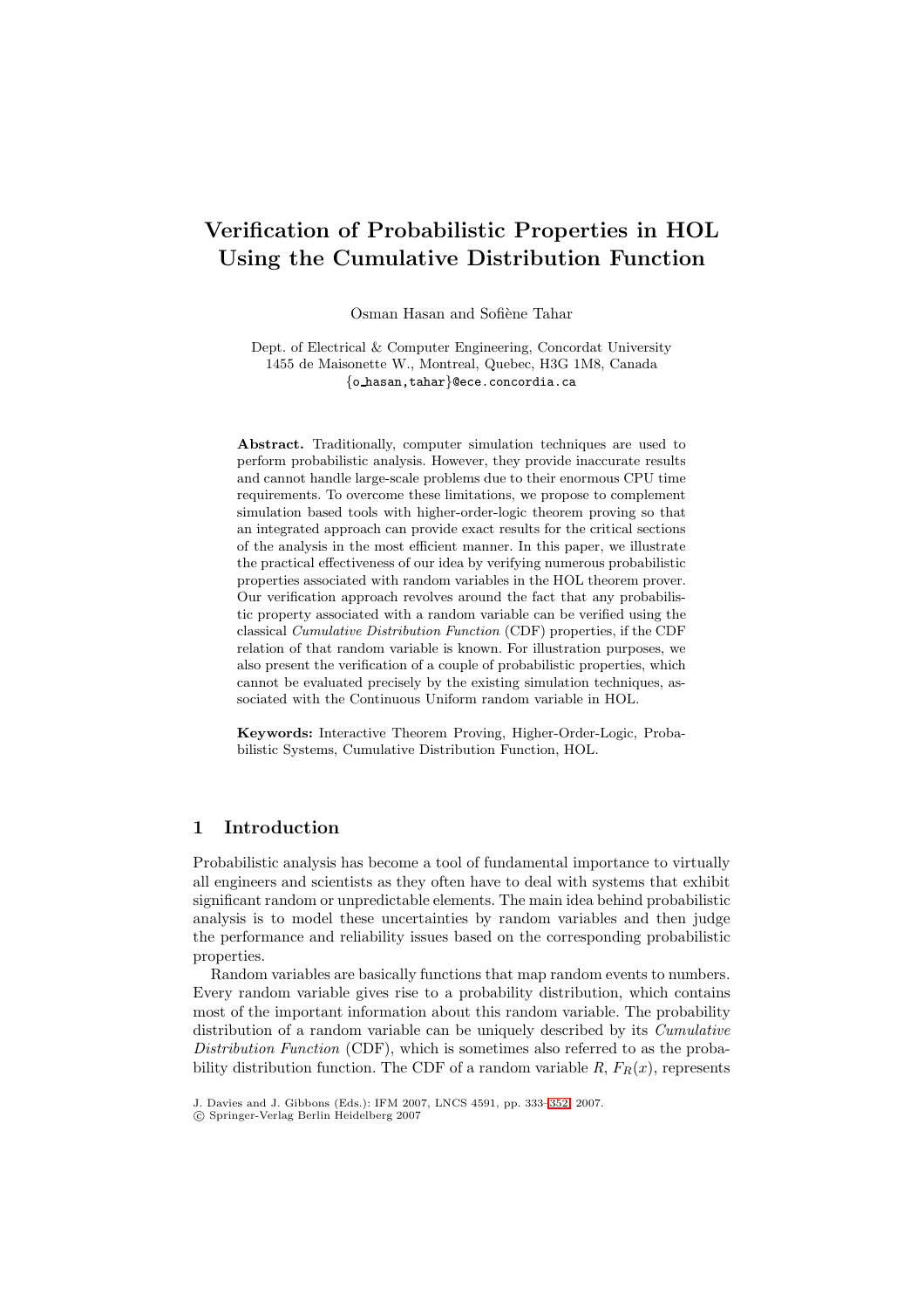# Verification of Probabilistic Properties in HOL Using the Cumulative Distribution Function

Osman Hasan and Sofiène Tahar

Dept. of Electrical & Computer Engineering, Concordat University
1455 de Maisonette W., Montreal, Quebec, H3G 1M8, Canada
{o_hasan,tahar}@ece.concordia.ca

**Abstract.** Traditionally, computer simulation techniques are used to perform probabilistic analysis. However, they provide inaccurate results and cannot handle large-scale problems due to their enormous CPU time requirements. To overcome these limitations, we propose to complement simulation based tools with higher-order-logic theorem proving so that an integrated approach can provide exact results for the critical sections of the analysis in the most efficient manner. In this paper, we illustrate the practical effectiveness of our idea by verifying numerous probabilistic properties associated with random variables in the HOL theorem prover. Our verification approach revolves around the fact that any probabilistic property associated with a random variable can be verified using the classical *Cumulative Distribution Function* (CDF) properties, if the CDF relation of that random variable is known. For illustration purposes, we also present the verification of a couple of probabilistic properties, which cannot be evaluated precisely by the existing simulation techniques, associated with the Continuous Uniform random variable in HOL.

**Keywords:** Interactive Theorem Proving, Higher-Order-Logic, Probabilistic Systems, Cumulative Distribution Function, HOL.

## 1 Introduction

Probabilistic analysis has become a tool of fundamental importance to virtually all engineers and scientists as they often have to deal with systems that exhibit significant random or unpredictable elements. The main idea behind probabilistic analysis is to model these uncertainties by random variables and then judge the performance and reliability issues based on the corresponding probabilistic properties.

Random variables are basically functions that map random events to numbers. Every random variable gives rise to a probability distribution, which contains most of the important information about this random variable. The probability distribution of a random variable can be uniquely described by its *Cumulative Distribution Function* (CDF), which is sometimes also referred to as the probability distribution function. The CDF of a random variable $R$, $F_R(x)$, represents

J. Davies and J. Gibbons (Eds.): IFM 2007, LNCS 4591, pp. 333–352, 2007.
© Springer-Verlag Berlin Heidelberg 2007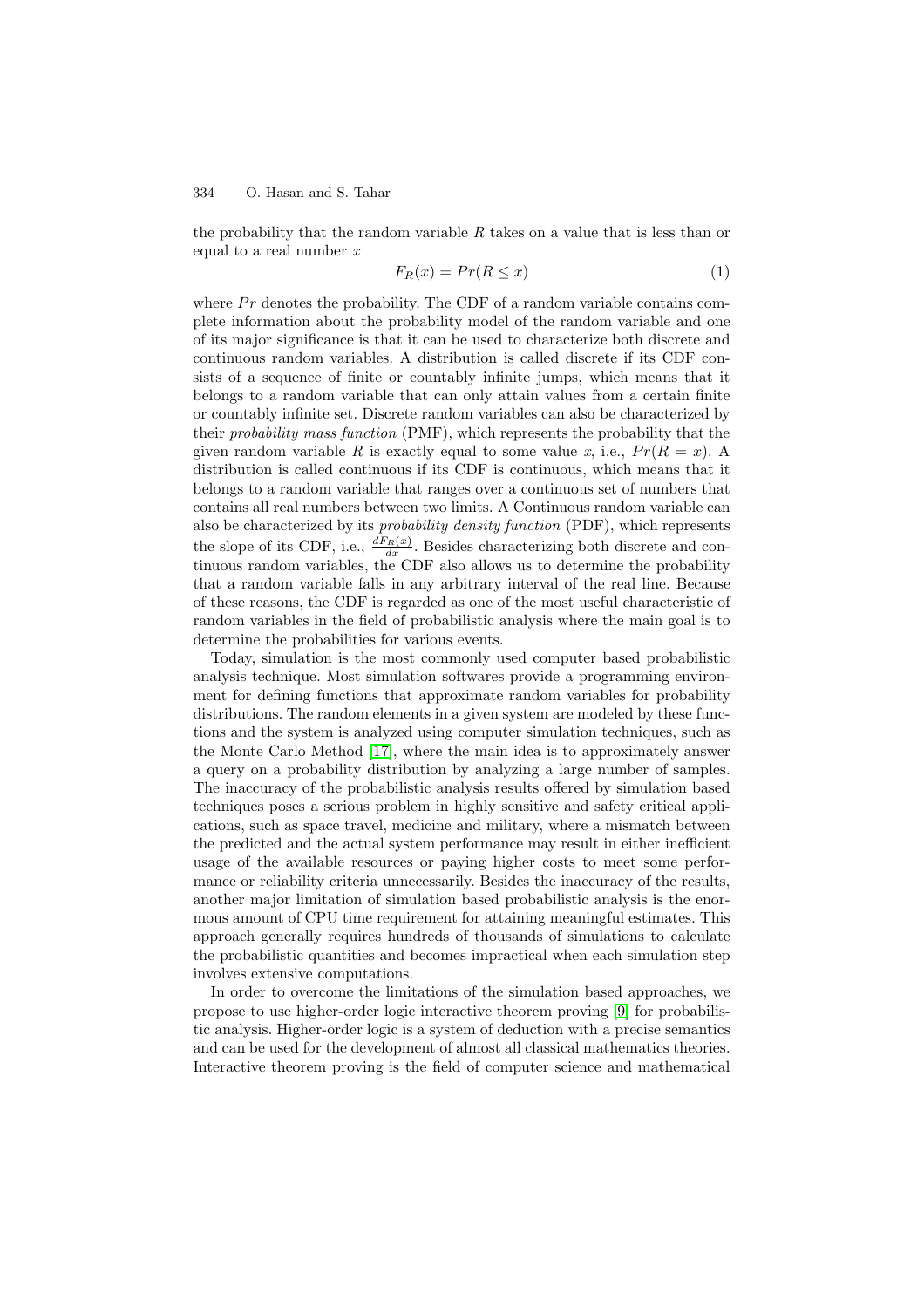the probability that the random variable $R$ takes on a value that is less than or equal to a real number $x$

$$F_R(x) = Pr(R \leq x) \tag{1}$$

where $Pr$ denotes the probability. The CDF of a random variable contains complete information about the probability model of the random variable and one of its major significance is that it can be used to characterize both discrete and continuous random variables. A distribution is called discrete if its CDF consists of a sequence of finite or countably infinite jumps, which means that it belongs to a random variable that can only attain values from a certain finite or countably infinite set. Discrete random variables can also be characterized by their *probability mass function* (PMF), which represents the probability that the given random variable $R$ is exactly equal to some value $x$, i.e., $Pr(R = x)$. A distribution is called continuous if its CDF is continuous, which means that it belongs to a random variable that ranges over a continuous set of numbers that contains all real numbers between two limits. A Continuous random variable can also be characterized by its *probability density function* (PDF), which represents the slope of its CDF, i.e., $\frac{dF_R(x)}{dx}$. Besides characterizing both discrete and continuous random variables, the CDF also allows us to determine the probability that a random variable falls in any arbitrary interval of the real line. Because of these reasons, the CDF is regarded as one of the most useful characteristic of random variables in the field of probabilistic analysis where the main goal is to determine the probabilities for various events.

Today, simulation is the most commonly used computer based probabilistic analysis technique. Most simulation softwares provide a programming environment for defining functions that approximate random variables for probability distributions. The random elements in a given system are modeled by these functions and the system is analyzed using computer simulation techniques, such as the Monte Carlo Method [17], where the main idea is to approximately answer a query on a probability distribution by analyzing a large number of samples. The inaccuracy of the probabilistic analysis results offered by simulation based techniques poses a serious problem in highly sensitive and safety critical applications, such as space travel, medicine and military, where a mismatch between the predicted and the actual system performance may result in either inefficient usage of the available resources or paying higher costs to meet some performance or reliability criteria unnecessarily. Besides the inaccuracy of the results, another major limitation of simulation based probabilistic analysis is the enormous amount of CPU time requirement for attaining meaningful estimates. This approach generally requires hundreds of thousands of simulations to calculate the probabilistic quantities and becomes impractical when each simulation step involves extensive computations.

In order to overcome the limitations of the simulation based approaches, we propose to use higher-order logic interactive theorem proving [9] for probabilistic analysis. Higher-order logic is a system of deduction with a precise semantics and can be used for the development of almost all classical mathematics theories. Interactive theorem proving is the field of computer science and mathematical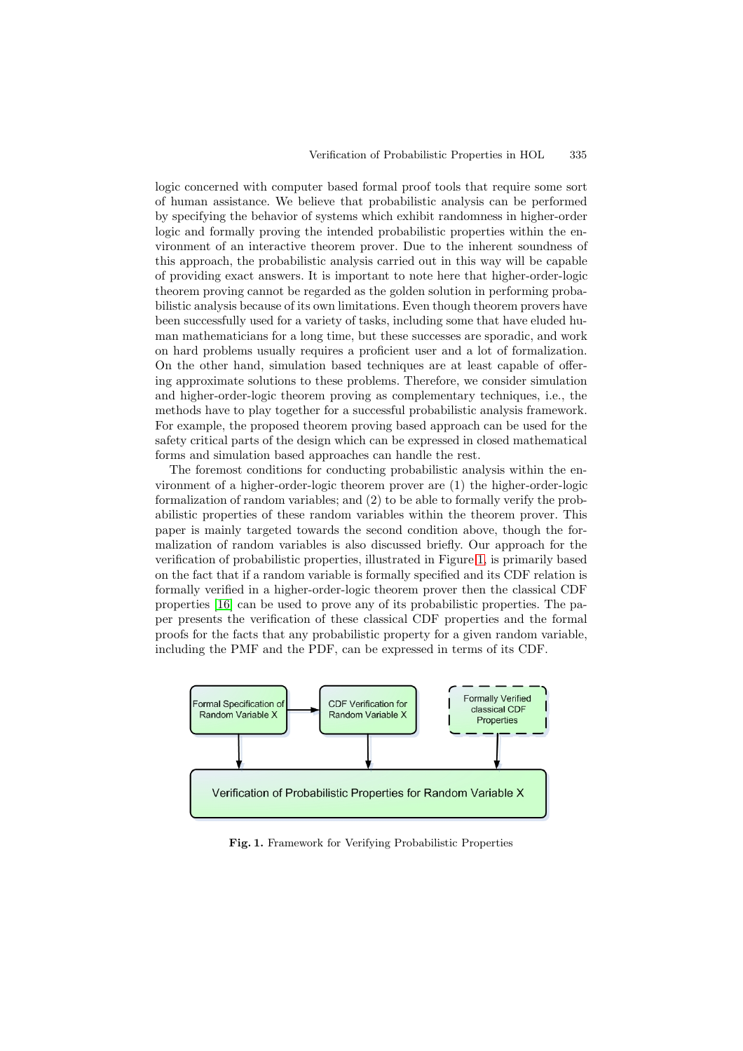logic concerned with computer based formal proof tools that require some sort of human assistance. We believe that probabilistic analysis can be performed by specifying the behavior of systems which exhibit randomness in higher-order logic and formally proving the intended probabilistic properties within the environment of an interactive theorem prover. Due to the inherent soundness of this approach, the probabilistic analysis carried out in this way will be capable of providing exact answers. It is important to note here that higher-order-logic theorem proving cannot be regarded as the golden solution in performing probabilistic analysis because of its own limitations. Even though theorem provers have been successfully used for a variety of tasks, including some that have eluded human mathematicians for a long time, but these successes are sporadic, and work on hard problems usually requires a proficient user and a lot of formalization. On the other hand, simulation based techniques are at least capable of offering approximate solutions to these problems. Therefore, we consider simulation and higher-order-logic theorem proving as complementary techniques, i.e., the methods have to play together for a successful probabilistic analysis framework. For example, the proposed theorem proving based approach can be used for the safety critical parts of the design which can be expressed in closed mathematical forms and simulation based approaches can handle the rest.

The foremost conditions for conducting probabilistic analysis within the environment of a higher-order-logic theorem prover are (1) the higher-order-logic formalization of random variables; and (2) to be able to formally verify the probabilistic properties of these random variables within the theorem prover. This paper is mainly targeted towards the second condition above, though the formalization of random variables is also discussed briefly. Our approach for the verification of probabilistic properties, illustrated in Figure 1, is primarily based on the fact that if a random variable is formally specified and its CDF relation is formally verified in a higher-order-logic theorem prover then the classical CDF properties [16] can be used to prove any of its probabilistic properties. The paper presents the verification of these classical CDF properties and the formal proofs for the facts that any probabilistic property for a given random variable, including the PMF and the PDF, can be expressed in terms of its CDF.

Formal Specification of Random Variable X → CDF Verification for Random Variable X

Formally Verified classical CDF Properties

Verification of Probabilistic Properties for Random Variable X

**Fig. 1.** Framework for Verifying Probabilistic Properties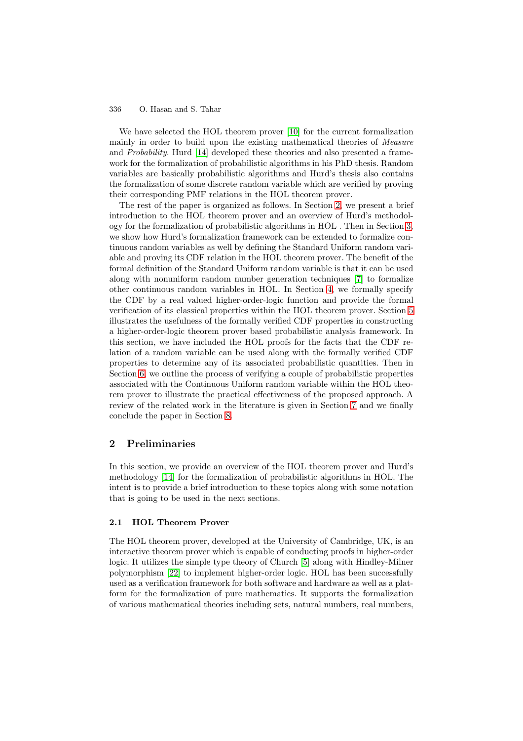We have selected the HOL theorem prover [10] for the current formalization mainly in order to build upon the existing mathematical theories of *Measure* and *Probability*. Hurd [14] developed these theories and also presented a framework for the formalization of probabilistic algorithms in his PhD thesis. Random variables are basically probabilistic algorithms and Hurd's thesis also contains the formalization of some discrete random variable which are verified by proving their corresponding PMF relations in the HOL theorem prover.

The rest of the paper is organized as follows. In Section 2, we present a brief introduction to the HOL theorem prover and an overview of Hurd's methodology for the formalization of probabilistic algorithms in HOL . Then in Section 3, we show how Hurd's formalization framework can be extended to formalize continuous random variables as well by defining the Standard Uniform random variable and proving its CDF relation in the HOL theorem prover. The benefit of the formal definition of the Standard Uniform random variable is that it can be used along with nonuniform random number generation techniques [7] to formalize other continuous random variables in HOL. In Section 4, we formally specify the CDF by a real valued higher-order-logic function and provide the formal verification of its classical properties within the HOL theorem prover. Section 5 illustrates the usefulness of the formally verified CDF properties in constructing a higher-order-logic theorem prover based probabilistic analysis framework. In this section, we have included the HOL proofs for the facts that the CDF relation of a random variable can be used along with the formally verified CDF properties to determine any of its associated probabilistic quantities. Then in Section 6, we outline the process of verifying a couple of probabilistic properties associated with the Continuous Uniform random variable within the HOL theorem prover to illustrate the practical effectiveness of the proposed approach. A review of the related work in the literature is given in Section 7 and we finally conclude the paper in Section 8.

## 2 Preliminaries

In this section, we provide an overview of the HOL theorem prover and Hurd's methodology [14] for the formalization of probabilistic algorithms in HOL. The intent is to provide a brief introduction to these topics along with some notation that is going to be used in the next sections.

### 2.1 HOL Theorem Prover

The HOL theorem prover, developed at the University of Cambridge, UK, is an interactive theorem prover which is capable of conducting proofs in higher-order logic. It utilizes the simple type theory of Church [5] along with Hindley-Milner polymorphism [22] to implement higher-order logic. HOL has been successfully used as a verification framework for both software and hardware as well as a platform for the formalization of pure mathematics. It supports the formalization of various mathematical theories including sets, natural numbers, real numbers,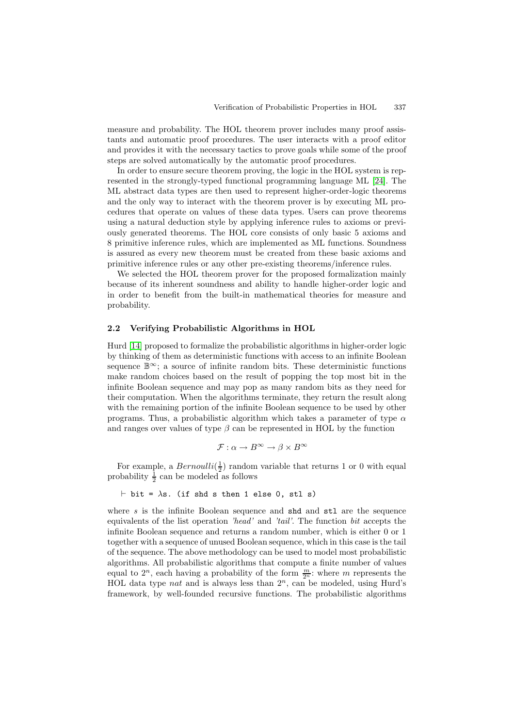measure and probability. The HOL theorem prover includes many proof assistants and automatic proof procedures. The user interacts with a proof editor and provides it with the necessary tactics to prove goals while some of the proof steps are solved automatically by the automatic proof procedures.

In order to ensure secure theorem proving, the logic in the HOL system is represented in the strongly-typed functional programming language ML [24]. The ML abstract data types are then used to represent higher-order-logic theorems and the only way to interact with the theorem prover is by executing ML procedures that operate on values of these data types. Users can prove theorems using a natural deduction style by applying inference rules to axioms or previously generated theorems. The HOL core consists of only basic 5 axioms and 8 primitive inference rules, which are implemented as ML functions. Soundness is assured as every new theorem must be created from these basic axioms and primitive inference rules or any other pre-existing theorems/inference rules.

We selected the HOL theorem prover for the proposed formalization mainly because of its inherent soundness and ability to handle higher-order logic and in order to benefit from the built-in mathematical theories for measure and probability.

### 2.2 Verifying Probabilistic Algorithms in HOL

Hurd [14] proposed to formalize the probabilistic algorithms in higher-order logic by thinking of them as deterministic functions with access to an infinite Boolean sequence $\mathbb{B}^\infty$; a source of infinite random bits. These deterministic functions make random choices based on the result of popping the top most bit in the infinite Boolean sequence and may pop as many random bits as they need for their computation. When the algorithms terminate, they return the result along with the remaining portion of the infinite Boolean sequence to be used by other programs. Thus, a probabilistic algorithm which takes a parameter of type $\alpha$ and ranges over values of type $\beta$ can be represented in HOL by the function

$$\mathcal{F} : \alpha \rightarrow B^\infty \rightarrow \beta \times B^\infty$$

For example, a $Bernoulli(\frac{1}{2})$ random variable that returns 1 or 0 with equal probability $\frac{1}{2}$ can be modeled as follows

```
⊢ bit = λs. (if shd s then 1 else 0, stl s)
```

where $s$ is the infinite Boolean sequence and shd and stl are the sequence equivalents of the list operation *'head'* and *'tail'*. The function *bit* accepts the infinite Boolean sequence and returns a random number, which is either 0 or 1 together with a sequence of unused Boolean sequence, which in this case is the tail of the sequence. The above methodology can be used to model most probabilistic algorithms. All probabilistic algorithms that compute a finite number of values equal to $2^n$, each having a probability of the form $\frac{m}{2^n}$: where $m$ represents the HOL data type *nat* and is always less than $2^n$, can be modeled, using Hurd's framework, by well-founded recursive functions. The probabilistic algorithms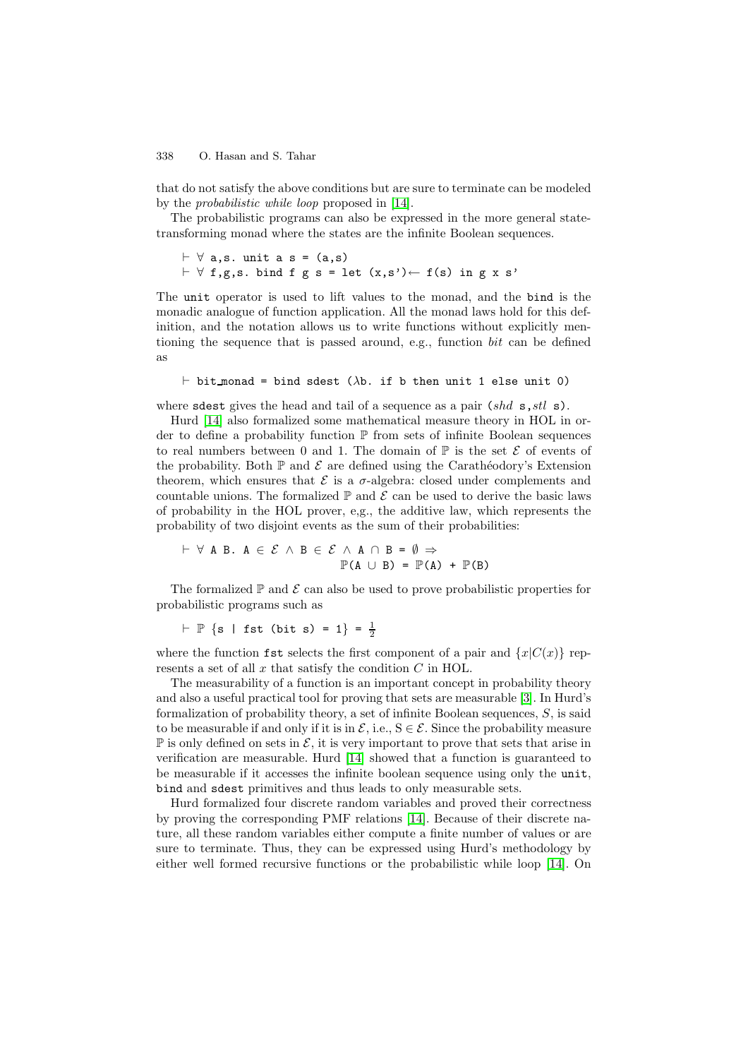that do not satisfy the above conditions but are sure to terminate can be modeled by the *probabilistic while loop* proposed in [14].

The probabilistic programs can also be expressed in the more general state-transforming monad where the states are the infinite Boolean sequences.

```
⊢ ∀ a,s. unit a s = (a,s)
⊢ ∀ f,g,s. bind f g s = let (x,s')← f(s) in g x s'
```

The unit operator is used to lift values to the monad, and the bind is the monadic analogue of function application. All the monad laws hold for this definition, and the notation allows us to write functions without explicitly mentioning the sequence that is passed around, e.g., function *bit* can be defined as

```
⊢ bit_monad = bind sdest (λb. if b then unit 1 else unit 0)
```

where sdest gives the head and tail of a sequence as a pair (*shd* s, *stl* s).

Hurd [14] also formalized some mathematical measure theory in HOL in order to define a probability function $\mathbb{P}$ from sets of infinite Boolean sequences to real numbers between 0 and 1. The domain of $\mathbb{P}$ is the set $\mathcal{E}$ of events of the probability. Both $\mathbb{P}$ and $\mathcal{E}$ are defined using the Carathéodory's Extension theorem, which ensures that $\mathcal{E}$ is a $\sigma$-algebra: closed under complements and countable unions. The formalized $\mathbb{P}$ and $\mathcal{E}$ can be used to derive the basic laws of probability in the HOL prover, e,g., the additive law, which represents the probability of two disjoint events as the sum of their probabilities:

$$\vdash \forall \text{ A B. A} \in \mathcal{E} \wedge \text{B} \in \mathcal{E} \wedge \text{A} \cap \text{B} = \emptyset \Rightarrow \mathbb{P}(\text{A} \cup \text{B}) = \mathbb{P}(\text{A}) + \mathbb{P}(\text{B})$$

The formalized $\mathbb{P}$ and $\mathcal{E}$ can also be used to prove probabilistic properties for probabilistic programs such as

$$\vdash \mathbb{P} \; \{\text{s} \mid \text{fst (bit s)} = 1\} = \tfrac{1}{2}$$

where the function fst selects the first component of a pair and $\{x|C(x)\}$ represents a set of all $x$ that satisfy the condition $C$ in HOL.

The measurability of a function is an important concept in probability theory and also a useful practical tool for proving that sets are measurable [3]. In Hurd's formalization of probability theory, a set of infinite Boolean sequences, $S$, is said to be measurable if and only if it is in $\mathcal{E}$, i.e., $\text{S} \in \mathcal{E}$. Since the probability measure $\mathbb{P}$ is only defined on sets in $\mathcal{E}$, it is very important to prove that sets that arise in verification are measurable. Hurd [14] showed that a function is guaranteed to be measurable if it accesses the infinite boolean sequence using only the unit, bind and sdest primitives and thus leads to only measurable sets.

Hurd formalized four discrete random variables and proved their correctness by proving the corresponding PMF relations [14]. Because of their discrete nature, all these random variables either compute a finite number of values or are sure to terminate. Thus, they can be expressed using Hurd's methodology by either well formed recursive functions or the probabilistic while loop [14]. On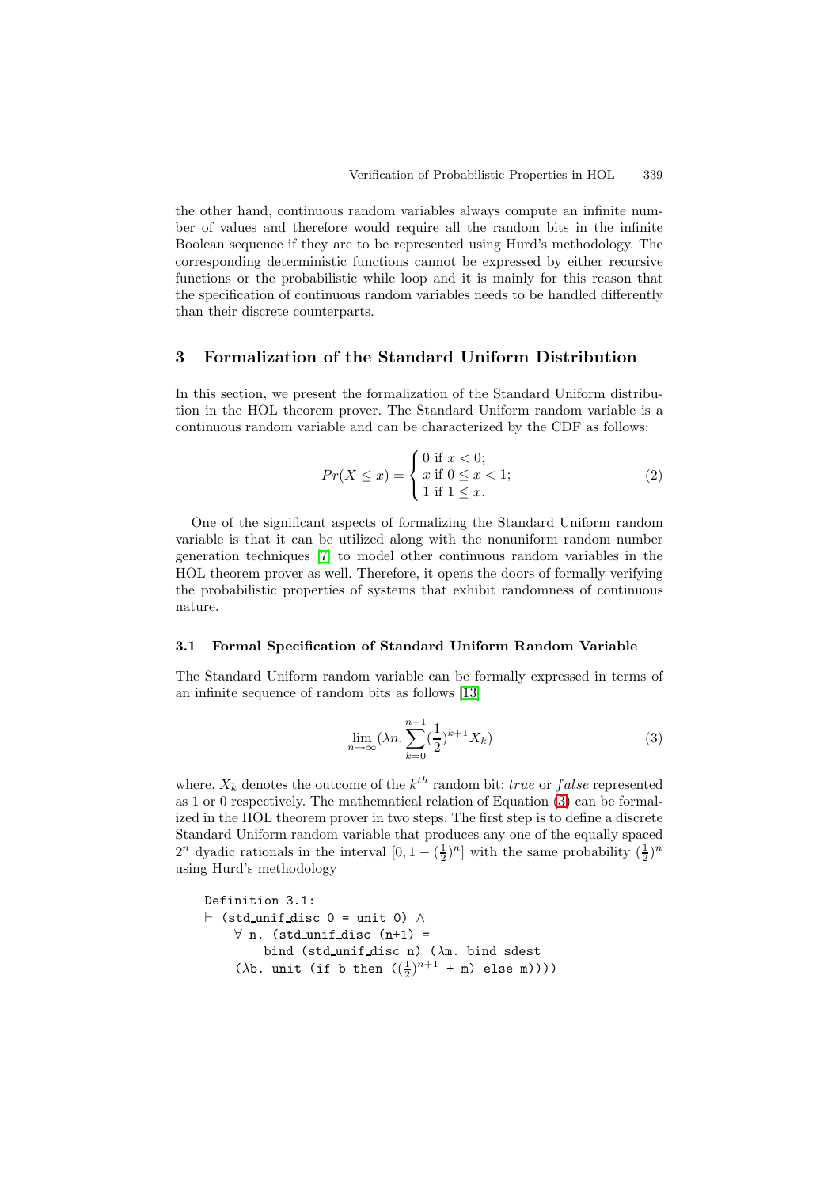the other hand, continuous random variables always compute an infinite number of values and therefore would require all the random bits in the infinite Boolean sequence if they are to be represented using Hurd's methodology. The corresponding deterministic functions cannot be expressed by either recursive functions or the probabilistic while loop and it is mainly for this reason that the specification of continuous random variables needs to be handled differently than their discrete counterparts.

## 3 Formalization of the Standard Uniform Distribution

In this section, we present the formalization of the Standard Uniform distribution in the HOL theorem prover. The Standard Uniform random variable is a continuous random variable and can be characterized by the CDF as follows:

$$Pr(X \leq x) = \begin{cases} 0 \text{ if } x < 0; \\ x \text{ if } 0 \leq x < 1; \\ 1 \text{ if } 1 \leq x. \end{cases} \tag{2}$$

One of the significant aspects of formalizing the Standard Uniform random variable is that it can be utilized along with the nonuniform random number generation techniques [7] to model other continuous random variables in the HOL theorem prover as well. Therefore, it opens the doors of formally verifying the probabilistic properties of systems that exhibit randomness of continuous nature.

### 3.1 Formal Specification of Standard Uniform Random Variable

The Standard Uniform random variable can be formally expressed in terms of an infinite sequence of random bits as follows [13]

$$\lim_{n \to \infty} (\lambda n. \sum_{k=0}^{n-1} (\frac{1}{2})^{k+1} X_k) \tag{3}$$

where, $X_k$ denotes the outcome of the $k^{th}$ random bit; *true* or *false* represented as 1 or 0 respectively. The mathematical relation of Equation (3) can be formalized in the HOL theorem prover in two steps. The first step is to define a discrete Standard Uniform random variable that produces any one of the equally spaced $2^n$ dyadic rationals in the interval $[0, 1 - (\frac{1}{2})^n]$ with the same probability $(\frac{1}{2})^n$ using Hurd's methodology

```
Definition 3.1:
⊢ (std_unif_disc 0 = unit 0) ∧
    ∀ n. (std_unif_disc (n+1) =
        bind (std_unif_disc n) (λm. bind sdest
    (λb. unit (if b then ((1/2)^(n+1) + m) else m))))
```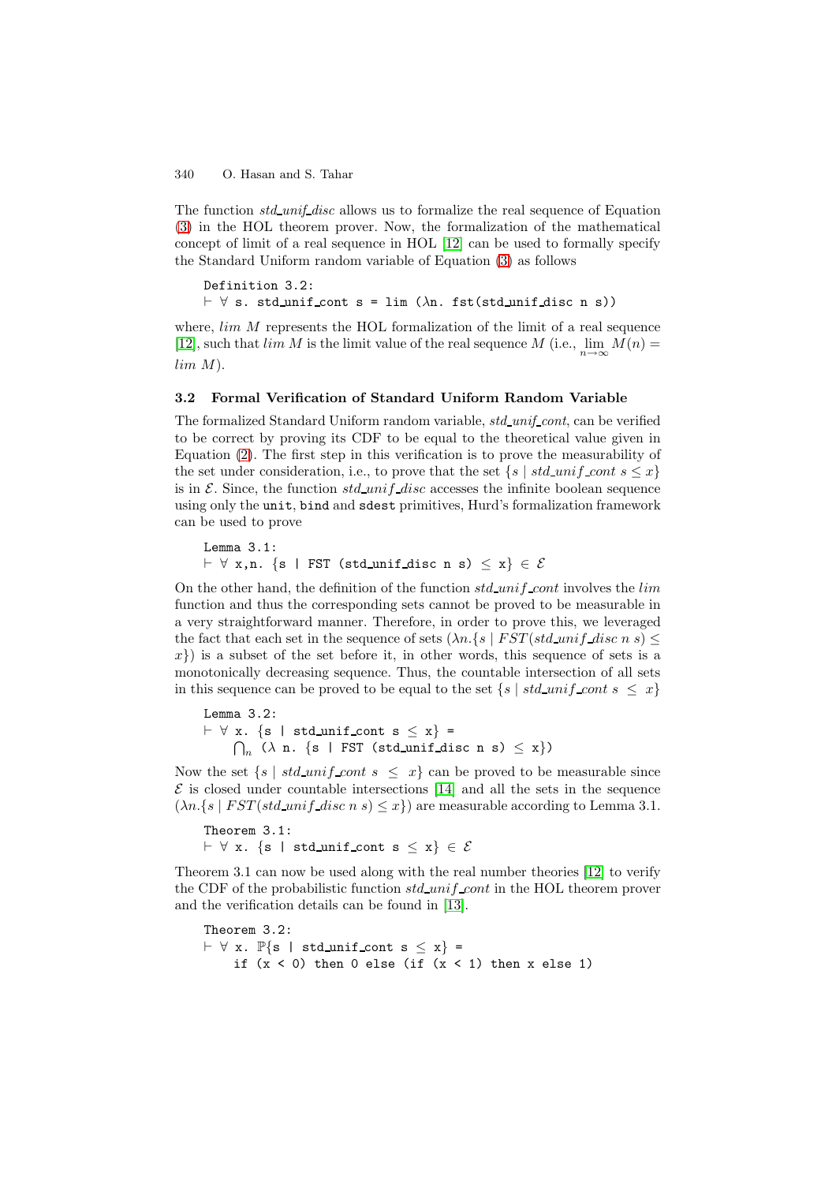The function *std_unif_disc* allows us to formalize the real sequence of Equation (3) in the HOL theorem prover. Now, the formalization of the mathematical concept of limit of a real sequence in HOL [12] can be used to formally specify the Standard Uniform random variable of Equation (3) as follows

```
Definition 3.2:
⊢ ∀ s. std_unif_cont s = lim (λn. fst(std_unif_disc n s))
```

where, *lim M* represents the HOL formalization of the limit of a real sequence [12], such that *lim M* is the limit value of the real sequence *M* (i.e., $\lim_{n \to \infty} M(n) = lim\ M$).

### 3.2 Formal Verification of Standard Uniform Random Variable

The formalized Standard Uniform random variable, *std_unif_cont*, can be verified to be correct by proving its CDF to be equal to the theoretical value given in Equation (2). The first step in this verification is to prove the measurability of the set under consideration, i.e., to prove that the set $\{s \mid std\_unif\_cont\ s \leq x\}$ is in $\mathcal{E}$. Since, the function *std_unif_disc* accesses the infinite boolean sequence using only the `unit`, `bind` and `sdest` primitives, Hurd's formalization framework can be used to prove

```
Lemma 3.1:
⊢ ∀ x,n. {s | FST (std_unif_disc n s) ≤ x} ∈ ℰ
```

On the other hand, the definition of the function *std_unif_cont* involves the *lim* function and thus the corresponding sets cannot be proved to be measurable in a very straightforward manner. Therefore, in order to prove this, we leveraged the fact that each set in the sequence of sets $(\lambda n.\{s \mid FST(std\_unif\_disc\ n\ s) \leq x\})$ is a subset of the set before it, in other words, this sequence of sets is a monotonically decreasing sequence. Thus, the countable intersection of all sets in this sequence can be proved to be equal to the set $\{s \mid std\_unif\_cont\ s\ \leq\ x\}$

```
Lemma 3.2:
⊢ ∀ x. {s | std_unif_cont s ≤ x} =
     ⋂n (λ n. {s | FST (std_unif_disc n s) ≤ x})
```

Now the set $\{s \mid std\_unif\_cont\ s\ \leq\ x\}$ can be proved to be measurable since $\mathcal{E}$ is closed under countable intersections [14] and all the sets in the sequence $(\lambda n.\{s \mid FST(std\_unif\_disc\ n\ s) \leq x\})$ are measurable according to Lemma 3.1.

```
Theorem 3.1:
⊢ ∀ x. {s | std_unif_cont s ≤ x} ∈ ℰ
```

Theorem 3.1 can now be used along with the real number theories [12] to verify the CDF of the probabilistic function *std_unif_cont* in the HOL theorem prover and the verification details can be found in [13].

```
Theorem 3.2:
⊢ ∀ x. ℙ{s | std_unif_cont s ≤ x} =
    if (x < 0) then 0 else (if (x < 1) then x else 1)
```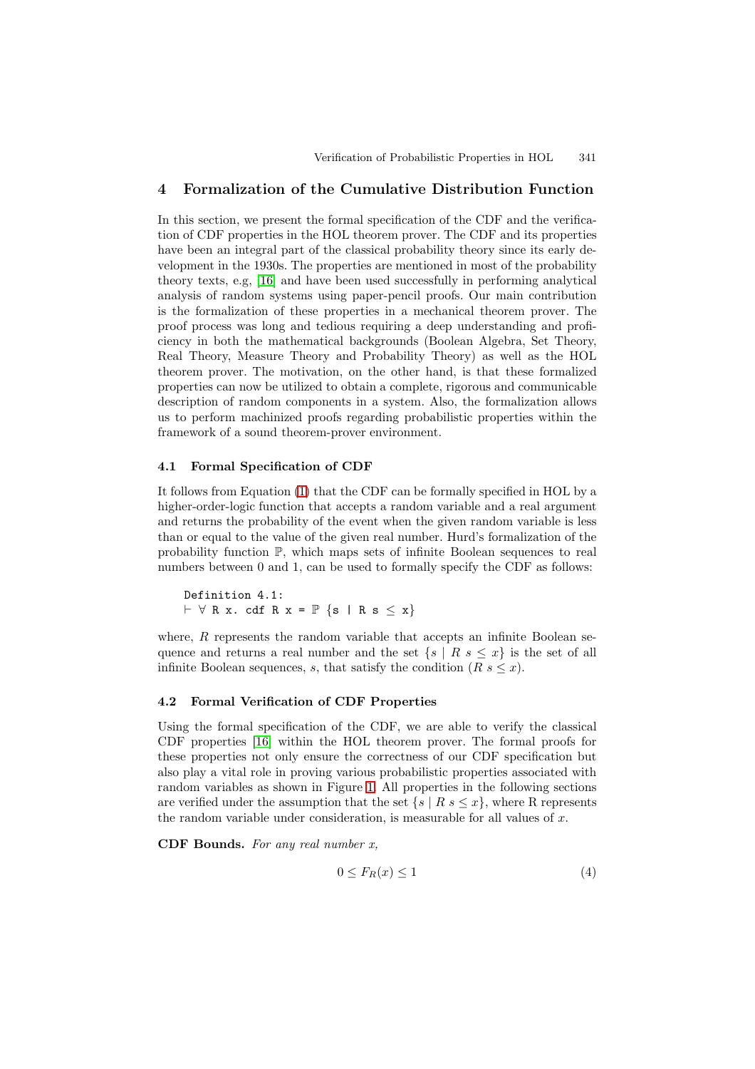## 4 Formalization of the Cumulative Distribution Function

In this section, we present the formal specification of the CDF and the verification of CDF properties in the HOL theorem prover. The CDF and its properties have been an integral part of the classical probability theory since its early development in the 1930s. The properties are mentioned in most of the probability theory texts, e.g, [16] and have been used successfully in performing analytical analysis of random systems using paper-pencil proofs. Our main contribution is the formalization of these properties in a mechanical theorem prover. The proof process was long and tedious requiring a deep understanding and proficiency in both the mathematical backgrounds (Boolean Algebra, Set Theory, Real Theory, Measure Theory and Probability Theory) as well as the HOL theorem prover. The motivation, on the other hand, is that these formalized properties can now be utilized to obtain a complete, rigorous and communicable description of random components in a system. Also, the formalization allows us to perform machinized proofs regarding probabilistic properties within the framework of a sound theorem-prover environment.

### 4.1 Formal Specification of CDF

It follows from Equation (1) that the CDF can be formally specified in HOL by a higher-order-logic function that accepts a random variable and a real argument and returns the probability of the event when the given random variable is less than or equal to the value of the given real number. Hurd's formalization of the probability function $\mathbb{P}$, which maps sets of infinite Boolean sequences to real numbers between 0 and 1, can be used to formally specify the CDF as follows:

```
Definition 4.1:
⊢ ∀ R x. cdf R x = ℙ {s | R s ≤ x}
```

where, $R$ represents the random variable that accepts an infinite Boolean sequence and returns a real number and the set $\{s \mid R\ s \leq x\}$ is the set of all infinite Boolean sequences, $s$, that satisfy the condition $(R\ s \leq x)$.

### 4.2 Formal Verification of CDF Properties

Using the formal specification of the CDF, we are able to verify the classical CDF properties [16] within the HOL theorem prover. The formal proofs for these properties not only ensure the correctness of our CDF specification but also play a vital role in proving various probabilistic properties associated with random variables as shown in Figure 1. All properties in the following sections are verified under the assumption that the set $\{s \mid R\ s \leq x\}$, where R represents the random variable under consideration, is measurable for all values of $x$.

**CDF Bounds.** *For any real number x,*

$$0 \leq F_R(x) \leq 1 \tag{4}$$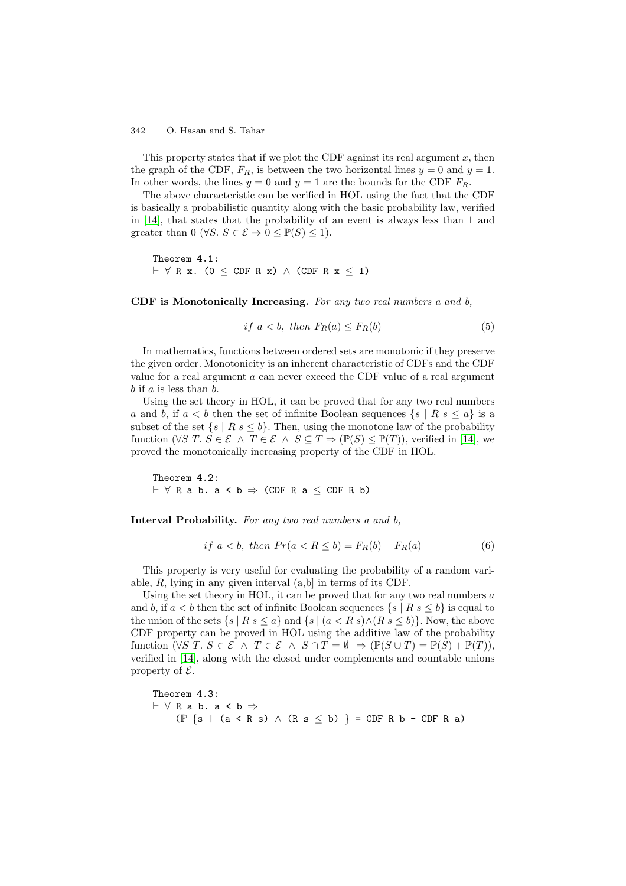This property states that if we plot the CDF against its real argument $x$, then the graph of the CDF, $F_R$, is between the two horizontal lines $y = 0$ and $y = 1$. In other words, the lines $y = 0$ and $y = 1$ are the bounds for the CDF $F_R$.

The above characteristic can be verified in HOL using the fact that the CDF is basically a probabilistic quantity along with the basic probability law, verified in [14], that states that the probability of an event is always less than 1 and greater than 0 ($\forall S.\ S \in \mathcal{E} \Rightarrow 0 \leq \mathbb{P}(S) \leq 1$).

```
Theorem 4.1:
⊢ ∀ R x. (0 ≤ CDF R x) ∧ (CDF R x ≤ 1)
```

**CDF is Monotonically Increasing.** *For any two real numbers a and b,*

$$if\ a < b,\ then\ F_R(a) \leq F_R(b) \tag{5}$$

In mathematics, functions between ordered sets are monotonic if they preserve the given order. Monotonicity is an inherent characteristic of CDFs and the CDF value for a real argument $a$ can never exceed the CDF value of a real argument $b$ if $a$ is less than $b$.

Using the set theory in HOL, it can be proved that for any two real numbers $a$ and $b$, if $a < b$ then the set of infinite Boolean sequences $\{s \mid R\ s \leq a\}$ is a subset of the set $\{s \mid R\ s \leq b\}$. Then, using the monotone law of the probability function ($\forall S\ T.\ S \in \mathcal{E}\ \wedge\ T \in \mathcal{E}\ \wedge\ S \subseteq T \Rightarrow (\mathbb{P}(S) \leq \mathbb{P}(T))$, verified in [14], we proved the monotonically increasing property of the CDF in HOL.

```
Theorem 4.2:
⊢ ∀ R a b. a < b ⇒ (CDF R a ≤ CDF R b)
```

**Interval Probability.** *For any two real numbers a and b,*

$$if\ a < b,\ then\ Pr(a < R \leq b) = F_R(b) - F_R(a) \tag{6}$$

This property is very useful for evaluating the probability of a random variable, $R$, lying in any given interval (a,b] in terms of its CDF.

Using the set theory in HOL, it can be proved that for any two real numbers $a$ and $b$, if $a < b$ then the set of infinite Boolean sequences $\{s \mid R\ s \leq b\}$ is equal to the union of the sets $\{s \mid R\ s \leq a\}$ and $\{s \mid (a < R\ s) \wedge (R\ s \leq b)\}$. Now, the above CDF property can be proved in HOL using the additive law of the probability function ($\forall S\ T.\ S \in \mathcal{E}\ \wedge\ T \in \mathcal{E}\ \wedge\ S \cap T = \emptyset\ \Rightarrow (\mathbb{P}(S \cup T) = \mathbb{P}(S) + \mathbb{P}(T))$, verified in [14], along with the closed under complements and countable unions property of $\mathcal{E}$.

```
Theorem 4.3:
⊢ ∀ R a b. a < b ⇒
    (ℙ {s | (a < R s) ∧ (R s ≤ b) } = CDF R b - CDF R a)
```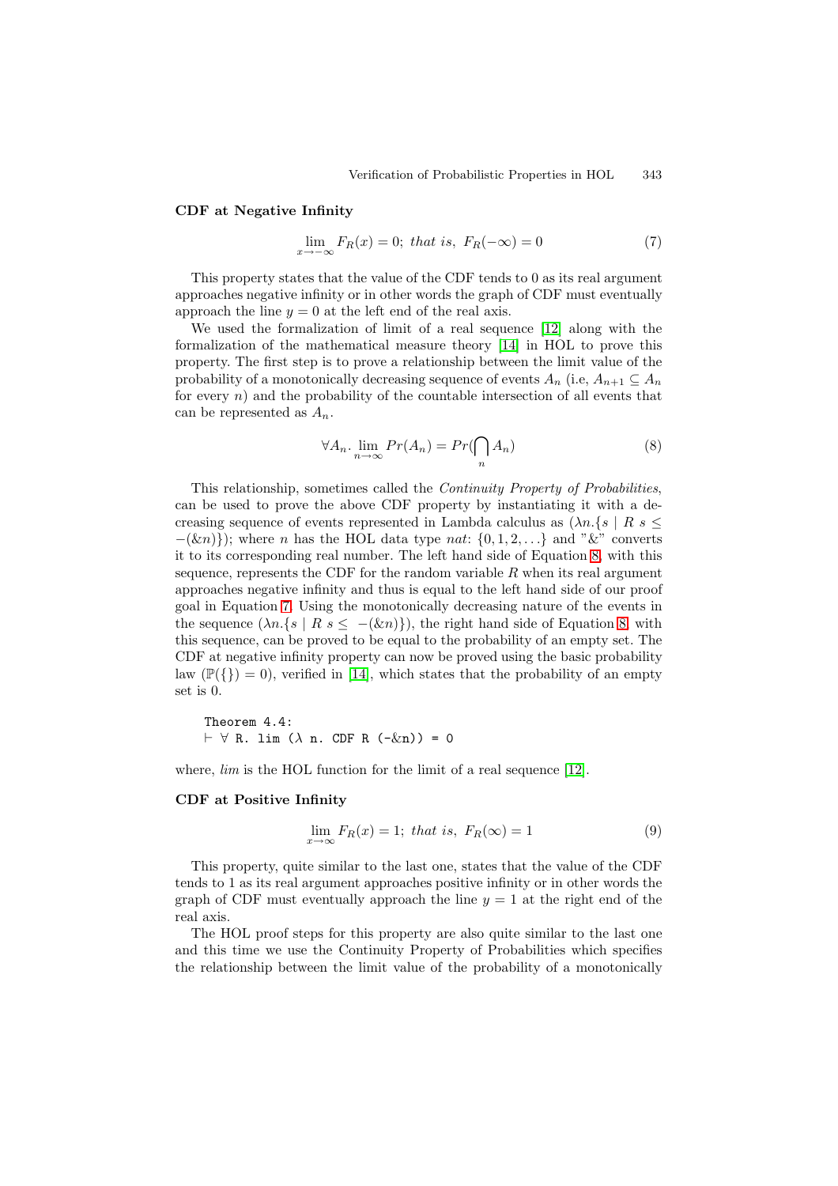**CDF at Negative Infinity**

$$\lim_{x \to -\infty} F_R(x) = 0; \; \textit{that is}, \; F_R(-\infty) = 0 \tag{7}$$

This property states that the value of the CDF tends to 0 as its real argument approaches negative infinity or in other words the graph of CDF must eventually approach the line $y = 0$ at the left end of the real axis.

We used the formalization of limit of a real sequence [12] along with the formalization of the mathematical measure theory [14] in HOL to prove this property. The first step is to prove a relationship between the limit value of the probability of a monotonically decreasing sequence of events $A_n$ (i.e, $A_{n+1} \subseteq A_n$ for every $n$) and the probability of the countable intersection of all events that can be represented as $A_n$.

$$\forall A_n. \lim_{n \to \infty} Pr(A_n) = Pr(\bigcap_n A_n) \tag{8}$$

This relationship, sometimes called the *Continuity Property of Probabilities*, can be used to prove the above CDF property by instantiating it with a decreasing sequence of events represented in Lambda calculus as $(\lambda n.\{s \mid R\ s \leq -(\&n)\})$; where $n$ has the HOL data type *nat*: $\{0, 1, 2, \ldots\}$ and "&" converts it to its corresponding real number. The left hand side of Equation 8, with this sequence, represents the CDF for the random variable $R$ when its real argument approaches negative infinity and thus is equal to the left hand side of our proof goal in Equation 7. Using the monotonically decreasing nature of the events in the sequence $(\lambda n.\{s \mid R\ s \leq -(\&n)\})$, the right hand side of Equation 8, with this sequence, can be proved to be equal to the probability of an empty set. The CDF at negative infinity property can now be proved using the basic probability law $(\mathbb{P}(\{\}) = 0)$, verified in [14], which states that the probability of an empty set is 0.

```
Theorem 4.4:
⊢ ∀ R. lim (λ n. CDF R (-&n)) = 0
```

where, *lim* is the HOL function for the limit of a real sequence [12].

**CDF at Positive Infinity**

$$\lim_{x \to \infty} F_R(x) = 1; \; \textit{that is}, \; F_R(\infty) = 1 \tag{9}$$

This property, quite similar to the last one, states that the value of the CDF tends to 1 as its real argument approaches positive infinity or in other words the graph of CDF must eventually approach the line $y = 1$ at the right end of the real axis.

The HOL proof steps for this property are also quite similar to the last one and this time we use the Continuity Property of Probabilities which specifies the relationship between the limit value of the probability of a monotonically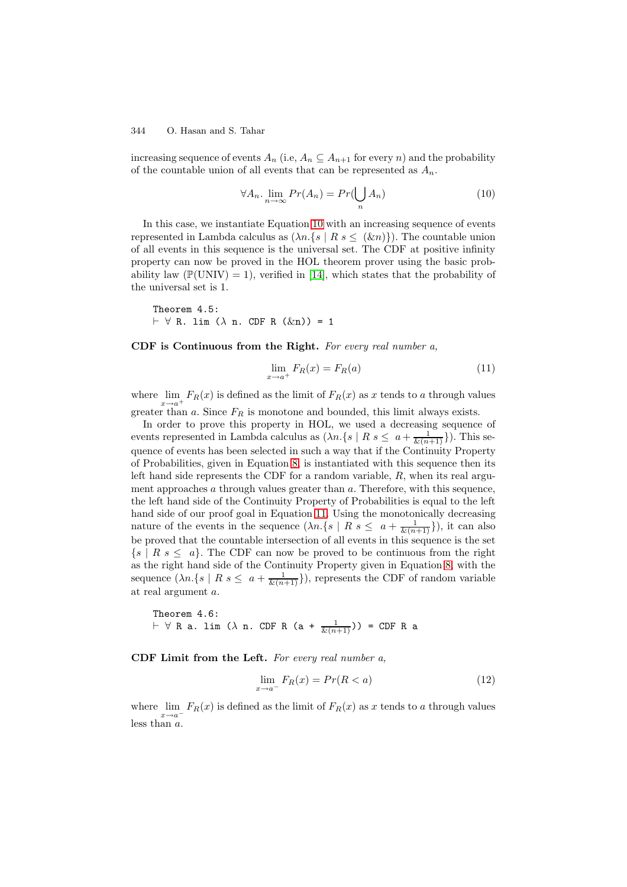increasing sequence of events $A_n$ (i.e, $A_n \subseteq A_{n+1}$ for every $n$) and the probability of the countable union of all events that can be represented as $A_n$.

$$\forall A_n. \lim_{n \to \infty} Pr(A_n) = Pr(\bigcup_n A_n) \tag{10}$$

In this case, we instantiate Equation 10 with an increasing sequence of events represented in Lambda calculus as $(\lambda n.\{s \mid R\ s \leq\ (\&n)\})$. The countable union of all events in this sequence is the universal set. The CDF at positive infinity property can now be proved in the HOL theorem prover using the basic probability law ($\mathbb{P}(\text{UNIV}) = 1$), verified in [14], which states that the probability of the universal set is 1.

```
Theorem 4.5:
⊢ ∀ R. lim (λ n. CDF R (&n)) = 1
```

**CDF is Continuous from the Right.** *For every real number a,*

$$\lim_{x \to a^+} F_R(x) = F_R(a) \tag{11}$$

where $\lim_{x \to a^+} F_R(x)$ is defined as the limit of $F_R(x)$ as $x$ tends to $a$ through values greater than $a$. Since $F_R$ is monotone and bounded, this limit always exists.

In order to prove this property in HOL, we used a decreasing sequence of events represented in Lambda calculus as $(\lambda n.\{s \mid R\ s \leq\ a + \frac{1}{\&(n+1)}\})$. This sequence of events has been selected in such a way that if the Continuity Property of Probabilities, given in Equation 8, is instantiated with this sequence then its left hand side represents the CDF for a random variable, $R$, when its real argument approaches $a$ through values greater than $a$. Therefore, with this sequence, the left hand side of the Continuity Property of Probabilities is equal to the left hand side of our proof goal in Equation 11. Using the monotonically decreasing nature of the events in the sequence $(\lambda n.\{s \mid R\ s \leq\ a + \frac{1}{\&(n+1)}\})$, it can also be proved that the countable intersection of all events in this sequence is the set $\{s \mid R\ s \leq\ a\}$. The CDF can now be proved to be continuous from the right as the right hand side of the Continuity Property given in Equation 8, with the sequence $(\lambda n.\{s \mid R\ s \leq\ a + \frac{1}{\&(n+1)}\})$, represents the CDF of random variable at real argument $a$.

```
Theorem 4.6:
⊢ ∀ R a. lim (λ n. CDF R (a + 1/&(n+1))) = CDF R a
```

**CDF Limit from the Left.** *For every real number a,*

$$\lim_{x \to a^-} F_R(x) = Pr(R < a) \tag{12}$$

where $\lim_{x \to a^-} F_R(x)$ is defined as the limit of $F_R(x)$ as $x$ tends to $a$ through values less than $a$.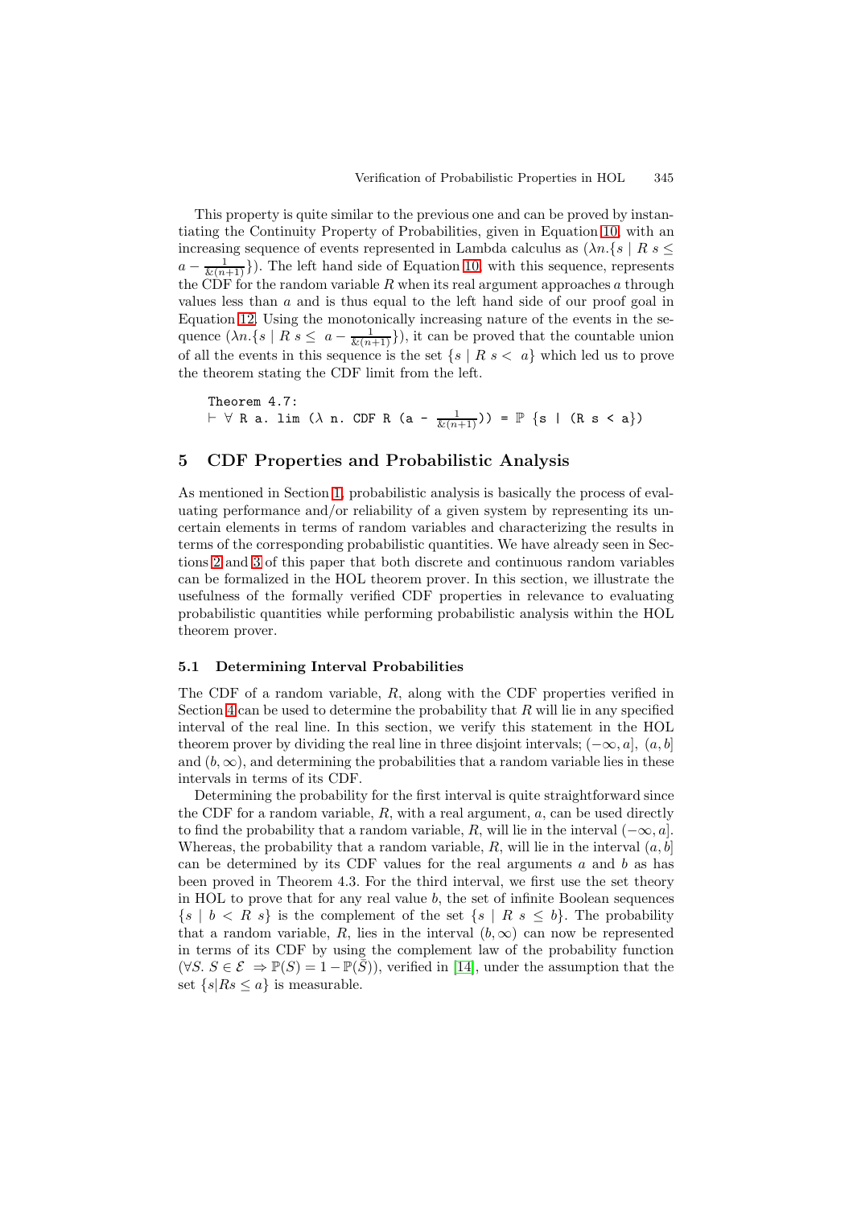This property is quite similar to the previous one and can be proved by instantiating the Continuity Property of Probabilities, given in Equation 10, with an increasing sequence of events represented in Lambda calculus as $(\lambda n.\{s \mid R\ s \leq a - \frac{1}{\&(n+1)}\})$. The left hand side of Equation 10, with this sequence, represents the CDF for the random variable $R$ when its real argument approaches $a$ through values less than $a$ and is thus equal to the left hand side of our proof goal in Equation 12. Using the monotonically increasing nature of the events in the sequence $(\lambda n.\{s \mid R\ s \leq\ a - \frac{1}{\&(n+1)}\})$, it can be proved that the countable union of all the events in this sequence is the set $\{s \mid R\ s <\ a\}$ which led us to prove the theorem stating the CDF limit from the left.

```
Theorem 4.7:
⊢ ∀ R a. lim (λ n. CDF R (a - 1/&(n+1))) = ℙ {s | (R s < a})
```

## 5 CDF Properties and Probabilistic Analysis

As mentioned in Section 1, probabilistic analysis is basically the process of evaluating performance and/or reliability of a given system by representing its uncertain elements in terms of random variables and characterizing the results in terms of the corresponding probabilistic quantities. We have already seen in Sections 2 and 3 of this paper that both discrete and continuous random variables can be formalized in the HOL theorem prover. In this section, we illustrate the usefulness of the formally verified CDF properties in relevance to evaluating probabilistic quantities while performing probabilistic analysis within the HOL theorem prover.

### 5.1 Determining Interval Probabilities

The CDF of a random variable, $R$, along with the CDF properties verified in Section 4 can be used to determine the probability that $R$ will lie in any specified interval of the real line. In this section, we verify this statement in the HOL theorem prover by dividing the real line in three disjoint intervals; $(-\infty, a]$, $(a, b]$ and $(b, \infty)$, and determining the probabilities that a random variable lies in these intervals in terms of its CDF.

Determining the probability for the first interval is quite straightforward since the CDF for a random variable, $R$, with a real argument, $a$, can be used directly to find the probability that a random variable, $R$, will lie in the interval $(-\infty, a]$. Whereas, the probability that a random variable, $R$, will lie in the interval $(a, b]$ can be determined by its CDF values for the real arguments $a$ and $b$ as has been proved in Theorem 4.3. For the third interval, we first use the set theory in HOL to prove that for any real value $b$, the set of infinite Boolean sequences $\{s \mid b < R\ s\}$ is the complement of the set $\{s \mid R\ s \leq b\}$. The probability that a random variable, $R$, lies in the interval $(b, \infty)$ can now be represented in terms of its CDF by using the complement law of the probability function $(\forall S.\ S \in \mathcal{E}\ \Rightarrow \mathbb{P}(S) = 1 - \mathbb{P}(\bar{S}))$, verified in [14], under the assumption that the set $\{s|Rs \leq a\}$ is measurable.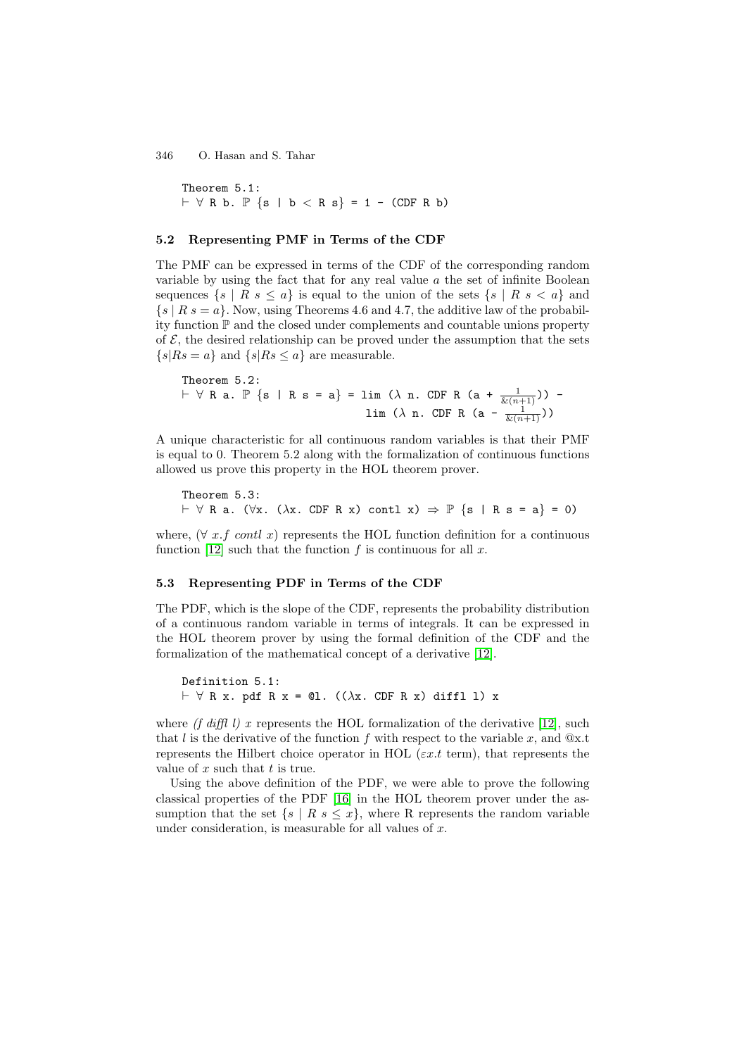```
Theorem 5.1:
⊢ ∀ R b. ℙ {s | b < R s} = 1 - (CDF R b)
```

### 5.2 Representing PMF in Terms of the CDF

The PMF can be expressed in terms of the CDF of the corresponding random variable by using the fact that for any real value $a$ the set of infinite Boolean sequences $\{s \mid R\ s \leq a\}$ is equal to the union of the sets $\{s \mid R\ s < a\}$ and $\{s \mid R\ s = a\}$. Now, using Theorems 4.6 and 4.7, the additive law of the probability function $\mathbb{P}$ and the closed under complements and countable unions property of $\mathcal{E}$, the desired relationship can be proved under the assumption that the sets $\{s|Rs = a\}$ and $\{s|Rs \leq a\}$ are measurable.

```
Theorem 5.2:
⊢ ∀ R a. ℙ {s | R s = a} = lim (λ n. CDF R (a + 1/&(n+1))) -
                             lim (λ n. CDF R (a - 1/&(n+1)))
```

A unique characteristic for all continuous random variables is that their PMF is equal to 0. Theorem 5.2 along with the formalization of continuous functions allowed us prove this property in the HOL theorem prover.

```
Theorem 5.3:
⊢ ∀ R a. (∀x. (λx. CDF R x) contl x) ⇒ ℙ {s | R s = a} = 0)
```

where, ($\forall$ *x.f contl x*) represents the HOL function definition for a continuous function [12] such that the function $f$ is continuous for all $x$.

### 5.3 Representing PDF in Terms of the CDF

The PDF, which is the slope of the CDF, represents the probability distribution of a continuous random variable in terms of integrals. It can be expressed in the HOL theorem prover by using the formal definition of the CDF and the formalization of the mathematical concept of a derivative [12].

```
Definition 5.1:
⊢ ∀ R x. pdf R x = @l. ((λx. CDF R x) diffl l) x
```

where *(f diffl l) x* represents the HOL formalization of the derivative [12], such that $l$ is the derivative of the function $f$ with respect to the variable $x$, and @x.t represents the Hilbert choice operator in HOL ($\varepsilon x.t$ term), that represents the value of $x$ such that $t$ is true.

Using the above definition of the PDF, we were able to prove the following classical properties of the PDF [16] in the HOL theorem prover under the assumption that the set $\{s \mid R\ s \leq x\}$, where R represents the random variable under consideration, is measurable for all values of $x$.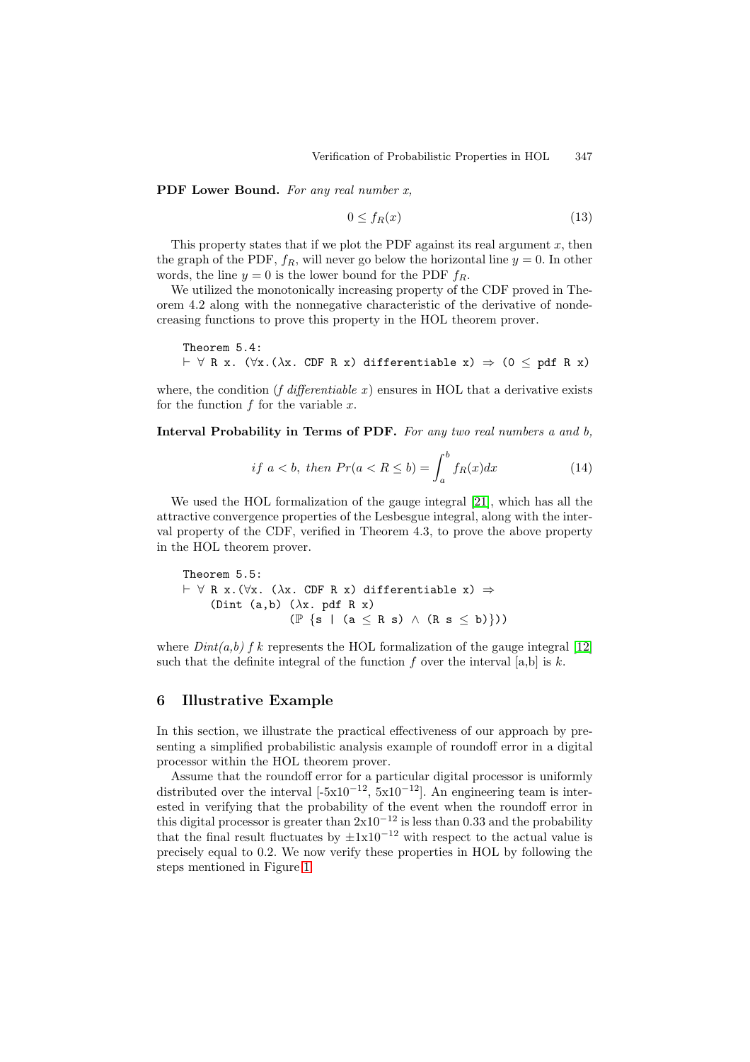**PDF Lower Bound.** *For any real number x,*

$$0 \leq f_R(x) \tag{13}$$

This property states that if we plot the PDF against its real argument $x$, then the graph of the PDF, $f_R$, will never go below the horizontal line $y = 0$. In other words, the line $y = 0$ is the lower bound for the PDF $f_R$.

We utilized the monotonically increasing property of the CDF proved in Theorem 4.2 along with the nonnegative characteristic of the derivative of nondecreasing functions to prove this property in the HOL theorem prover.

```
Theorem 5.4:
⊢ ∀ R x. (∀x.(λx. CDF R x) differentiable x) ⇒ (0 ≤ pdf R x)
```

where, the condition (*f differentiable x*) ensures in HOL that a derivative exists for the function $f$ for the variable $x$.

**Interval Probability in Terms of PDF.** *For any two real numbers a and b,*

$$\text{if } a < b, \text{ then } Pr(a < R \leq b) = \int_a^b f_R(x)dx \tag{14}$$

We used the HOL formalization of the gauge integral [21], which has all the attractive convergence properties of the Lesbesgue integral, along with the interval property of the CDF, verified in Theorem 4.3, to prove the above property in the HOL theorem prover.

```
Theorem 5.5:
⊢ ∀ R x.(∀x. (λx. CDF R x) differentiable x) ⇒
    (Dint (a,b) (λx. pdf R x)
              (ℙ {s | (a ≤ R s) ∧ (R s ≤ b)}))
```

where *Dint(a,b) f k* represents the HOL formalization of the gauge integral [12] such that the definite integral of the function $f$ over the interval [a,b] is $k$.

## 6 Illustrative Example

In this section, we illustrate the practical effectiveness of our approach by presenting a simplified probabilistic analysis example of roundoff error in a digital processor within the HOL theorem prover.

Assume that the roundoff error for a particular digital processor is uniformly distributed over the interval [$-5\text{x}10^{-12}$, $5\text{x}10^{-12}$]. An engineering team is interested in verifying that the probability of the event when the roundoff error in this digital processor is greater than $2\text{x}10^{-12}$ is less than 0.33 and the probability that the final result fluctuates by $\pm 1\text{x}10^{-12}$ with respect to the actual value is precisely equal to 0.2. We now verify these properties in HOL by following the steps mentioned in Figure 1.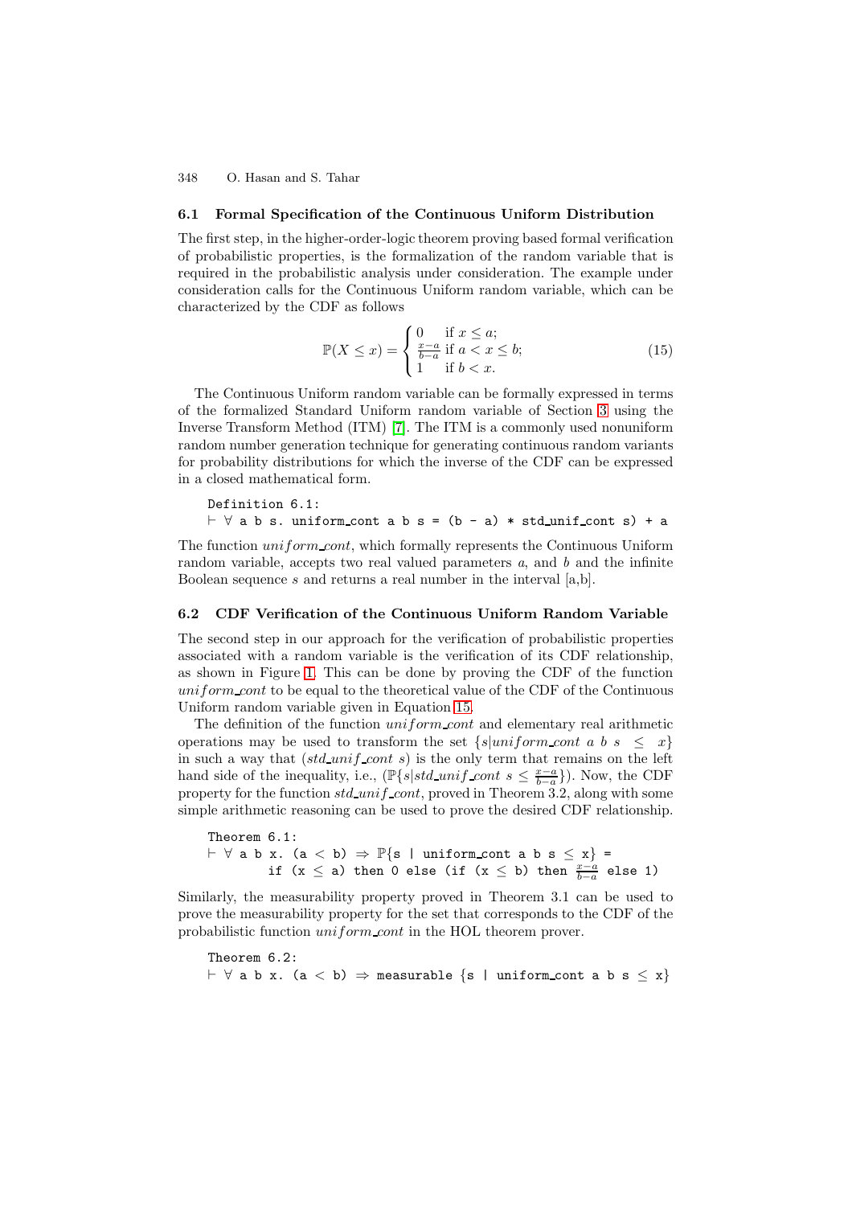### 6.1 Formal Specification of the Continuous Uniform Distribution

The first step, in the higher-order-logic theorem proving based formal verification of probabilistic properties, is the formalization of the random variable that is required in the probabilistic analysis under consideration. The example under consideration calls for the Continuous Uniform random variable, which can be characterized by the CDF as follows

$$\mathbb{P}(X \leq x) = \begin{cases} 0 & \text{if } x \leq a; \\ \frac{x-a}{b-a} & \text{if } a < x \leq b; \\ 1 & \text{if } b < x. \end{cases} \tag{15}$$

The Continuous Uniform random variable can be formally expressed in terms of the formalized Standard Uniform random variable of Section 3 using the Inverse Transform Method (ITM) [7]. The ITM is a commonly used nonuniform random number generation technique for generating continuous random variants for probability distributions for which the inverse of the CDF can be expressed in a closed mathematical form.

```
Definition 6.1:
⊢ ∀ a b s. uniform_cont a b s = (b - a) * std_unif_cont s) + a
```

The function *uniform_cont*, which formally represents the Continuous Uniform random variable, accepts two real valued parameters $a$, and $b$ and the infinite Boolean sequence $s$ and returns a real number in the interval [a,b].

### 6.2 CDF Verification of the Continuous Uniform Random Variable

The second step in our approach for the verification of probabilistic properties associated with a random variable is the verification of its CDF relationship, as shown in Figure 1. This can be done by proving the CDF of the function *uniform_cont* to be equal to the theoretical value of the CDF of the Continuous Uniform random variable given in Equation 15.

The definition of the function *uniform_cont* and elementary real arithmetic operations may be used to transform the set $\{s | uniform\_cont\ a\ b\ s \leq x\}$ in such a way that ($std\_unif\_cont\ s$) is the only term that remains on the left hand side of the inequality, i.e., ($\mathbb{P}\{s | std\_unif\_cont\ s \leq \frac{x-a}{b-a}\}$). Now, the CDF property for the function *std_unif_cont*, proved in Theorem 3.2, along with some simple arithmetic reasoning can be used to prove the desired CDF relationship.

```
Theorem 6.1:
⊢ ∀ a b x. (a < b) ⇒ ℙ{s | uniform_cont a b s ≤ x} =
         if (x ≤ a) then 0 else (if (x ≤ b) then (x-a)/(b-a) else 1)
```

Similarly, the measurability property proved in Theorem 3.1 can be used to prove the measurability property for the set that corresponds to the CDF of the probabilistic function *uniform_cont* in the HOL theorem prover.

```
Theorem 6.2:
⊢ ∀ a b x. (a < b) ⇒ measurable {s | uniform_cont a b s ≤ x}
```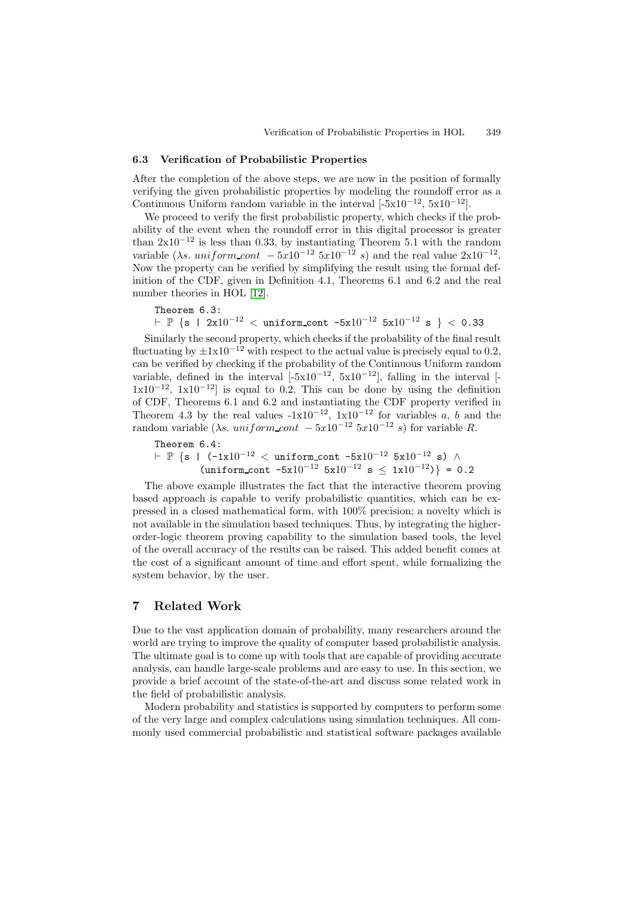### 6.3 Verification of Probabilistic Properties

After the completion of the above steps, we are now in the position of formally verifying the given probabilistic properties by modeling the roundoff error as a Continuous Uniform random variable in the interval [-5x$10^{-12}$, 5x$10^{-12}$].

We proceed to verify the first probabilistic property, which checks if the probability of the event when the roundoff error in this digital processor is greater than 2x$10^{-12}$ is less than 0.33, by instantiating Theorem 5.1 with the random variable ($\lambda s.\ uniform\_cont\ \ -5x10^{-12}\ 5x10^{-12}\ s$) and the real value 2x$10^{-12}$. Now the property can be verified by simplifying the result using the formal definition of the CDF, given in Definition 4.1, Theorems 6.1 and 6.2 and the real number theories in HOL [12].

Theorem 6.3:
$\vdash$ $\mathbb{P}$ {s | 2x$10^{-12}$ < uniform_cont -5x$10^{-12}$ 5x$10^{-12}$ s } < 0.33

Similarly the second property, which checks if the probability of the final result fluctuating by ±1x$10^{-12}$ with respect to the actual value is precisely equal to 0.2, can be verified by checking if the probability of the Continuous Uniform random variable, defined in the interval [-5x$10^{-12}$, 5x$10^{-12}$], falling in the interval [-1x$10^{-12}$, 1x$10^{-12}$] is equal to 0.2. This can be done by using the definition of CDF, Theorems 6.1 and 6.2 and instantiating the CDF property verified in Theorem 4.3 by the real values -1x$10^{-12}$, 1x$10^{-12}$ for variables $a$, $b$ and the random variable ($\lambda s.\ uniform\_cont\ \ -5x10^{-12}\ 5x10^{-12}\ s$) for variable $R$.

Theorem 6.4:
$\vdash$ $\mathbb{P}$ {s | (-1x$10^{-12}$ < uniform_cont -5x$10^{-12}$ 5x$10^{-12}$ s) $\wedge$
(uniform_cont -5x$10^{-12}$ 5x$10^{-12}$ s $\leq$ 1x$10^{-12}$)} = 0.2

The above example illustrates the fact that the interactive theorem proving based approach is capable to verify probabilistic quantities, which can be expressed in a closed mathematical form, with 100% precision; a novelty which is not available in the simulation based techniques. Thus, by integrating the higher-order-logic theorem proving capability to the simulation based tools, the level of the overall accuracy of the results can be raised. This added benefit comes at the cost of a significant amount of time and effort spent, while formalizing the system behavior, by the user.

## 7 Related Work

Due to the vast application domain of probability, many researchers around the world are trying to improve the quality of computer based probabilistic analysis. The ultimate goal is to come up with tools that are capable of providing accurate analysis, can handle large-scale problems and are easy to use. In this section, we provide a brief account of the state-of-the-art and discuss some related work in the field of probabilistic analysis.

Modern probability and statistics is supported by computers to perform some of the very large and complex calculations using simulation techniques. All commonly used commercial probabilistic and statistical software packages available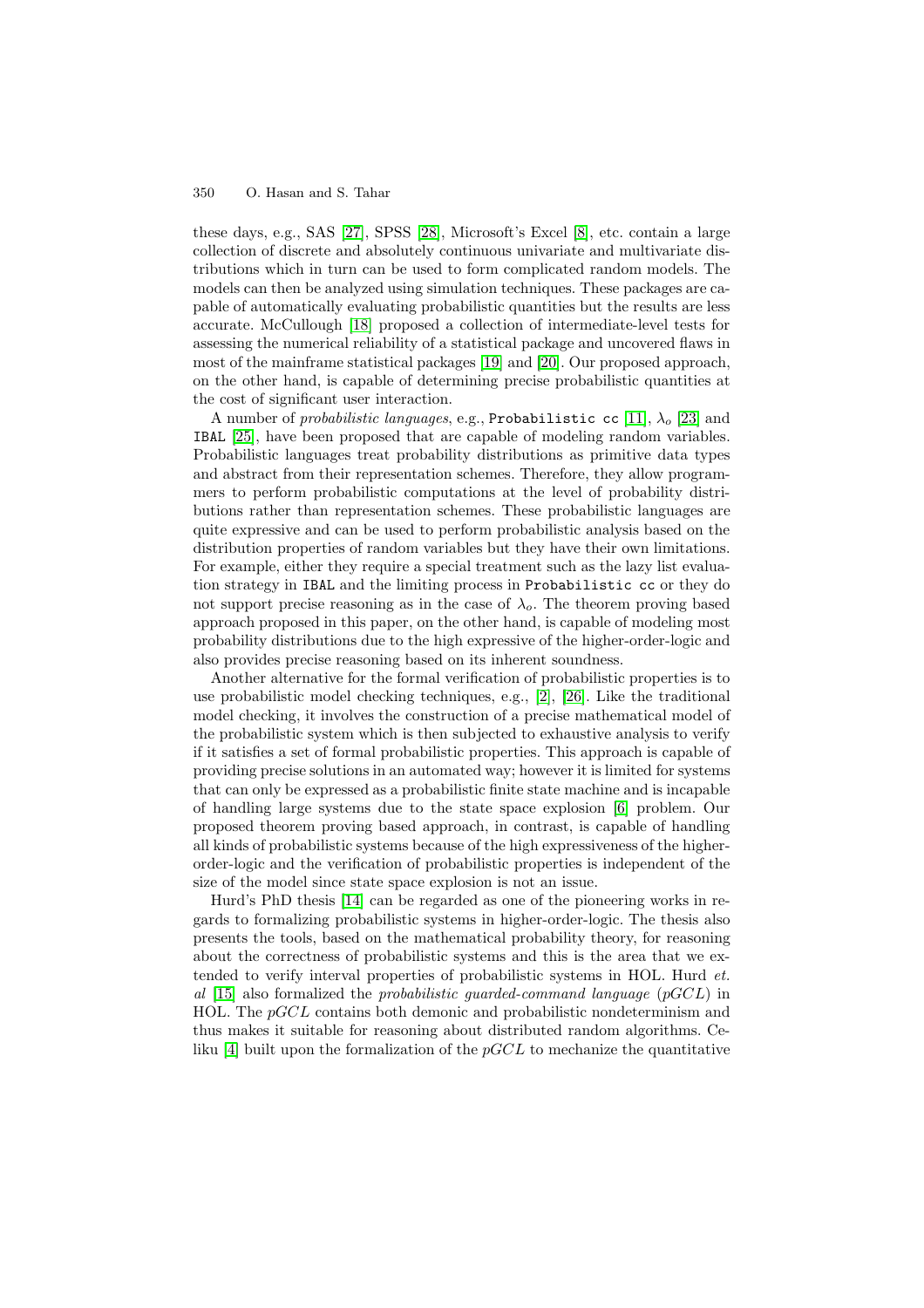these days, e.g., SAS [27], SPSS [28], Microsoft's Excel [8], etc. contain a large collection of discrete and absolutely continuous univariate and multivariate distributions which in turn can be used to form complicated random models. The models can then be analyzed using simulation techniques. These packages are capable of automatically evaluating probabilistic quantities but the results are less accurate. McCullough [18] proposed a collection of intermediate-level tests for assessing the numerical reliability of a statistical package and uncovered flaws in most of the mainframe statistical packages [19] and [20]. Our proposed approach, on the other hand, is capable of determining precise probabilistic quantities at the cost of significant user interaction.

A number of *probabilistic languages*, e.g., `Probabilistic cc` [11], $\lambda_o$ [23] and `IBAL` [25], have been proposed that are capable of modeling random variables. Probabilistic languages treat probability distributions as primitive data types and abstract from their representation schemes. Therefore, they allow programmers to perform probabilistic computations at the level of probability distributions rather than representation schemes. These probabilistic languages are quite expressive and can be used to perform probabilistic analysis based on the distribution properties of random variables but they have their own limitations. For example, either they require a special treatment such as the lazy list evaluation strategy in `IBAL` and the limiting process in `Probabilistic cc` or they do not support precise reasoning as in the case of $\lambda_o$. The theorem proving based approach proposed in this paper, on the other hand, is capable of modeling most probability distributions due to the high expressive of the higher-order-logic and also provides precise reasoning based on its inherent soundness.

Another alternative for the formal verification of probabilistic properties is to use probabilistic model checking techniques, e.g., [2], [26]. Like the traditional model checking, it involves the construction of a precise mathematical model of the probabilistic system which is then subjected to exhaustive analysis to verify if it satisfies a set of formal probabilistic properties. This approach is capable of providing precise solutions in an automated way; however it is limited for systems that can only be expressed as a probabilistic finite state machine and is incapable of handling large systems due to the state space explosion [6] problem. Our proposed theorem proving based approach, in contrast, is capable of handling all kinds of probabilistic systems because of the high expressiveness of the higher-order-logic and the verification of probabilistic properties is independent of the size of the model since state space explosion is not an issue.

Hurd's PhD thesis [14] can be regarded as one of the pioneering works in regards to formalizing probabilistic systems in higher-order-logic. The thesis also presents the tools, based on the mathematical probability theory, for reasoning about the correctness of probabilistic systems and this is the area that we extended to verify interval properties of probabilistic systems in HOL. Hurd *et. al* [15] also formalized the *probabilistic guarded-command language* ($pGCL$) in HOL. The $pGCL$ contains both demonic and probabilistic nondeterminism and thus makes it suitable for reasoning about distributed random algorithms. Celiku [4] built upon the formalization of the $pGCL$ to mechanize the quantitative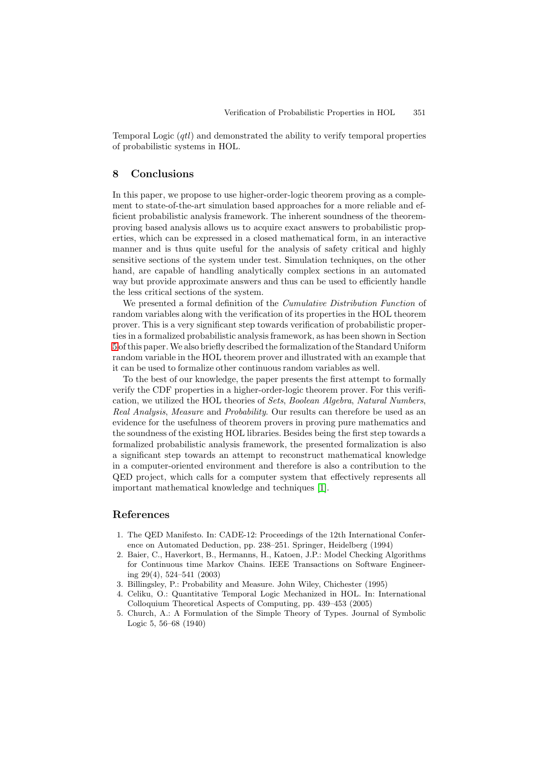Temporal Logic (*qtl*) and demonstrated the ability to verify temporal properties of probabilistic systems in HOL.

## 8 Conclusions

In this paper, we propose to use higher-order-logic theorem proving as a complement to state-of-the-art simulation based approaches for a more reliable and efficient probabilistic analysis framework. The inherent soundness of the theorem-proving based analysis allows us to acquire exact answers to probabilistic properties, which can be expressed in a closed mathematical form, in an interactive manner and is thus quite useful for the analysis of safety critical and highly sensitive sections of the system under test. Simulation techniques, on the other hand, are capable of handling analytically complex sections in an automated way but provide approximate answers and thus can be used to efficiently handle the less critical sections of the system.

We presented a formal definition of the *Cumulative Distribution Function* of random variables along with the verification of its properties in the HOL theorem prover. This is a very significant step towards verification of probabilistic properties in a formalized probabilistic analysis framework, as has been shown in Section 5 of this paper. We also briefly described the formalization of the Standard Uniform random variable in the HOL theorem prover and illustrated with an example that it can be used to formalize other continuous random variables as well.

To the best of our knowledge, the paper presents the first attempt to formally verify the CDF properties in a higher-order-logic theorem prover. For this verification, we utilized the HOL theories of *Sets*, *Boolean Algebra*, *Natural Numbers*, *Real Analysis*, *Measure* and *Probability*. Our results can therefore be used as an evidence for the usefulness of theorem provers in proving pure mathematics and the soundness of the existing HOL libraries. Besides being the first step towards a formalized probabilistic analysis framework, the presented formalization is also a significant step towards an attempt to reconstruct mathematical knowledge in a computer-oriented environment and therefore is also a contribution to the QED project, which calls for a computer system that effectively represents all important mathematical knowledge and techniques [1].

## References

1. The QED Manifesto. In: CADE-12: Proceedings of the 12th International Conference on Automated Deduction, pp. 238–251. Springer, Heidelberg (1994)
2. Baier, C., Haverkort, B., Hermanns, H., Katoen, J.P.: Model Checking Algorithms for Continuous time Markov Chains. IEEE Transactions on Software Engineering 29(4), 524–541 (2003)
3. Billingsley, P.: Probability and Measure. John Wiley, Chichester (1995)
4. Celiku, O.: Quantitative Temporal Logic Mechanized in HOL. In: International Colloquium Theoretical Aspects of Computing, pp. 439–453 (2005)
5. Church, A.: A Formulation of the Simple Theory of Types. Journal of Symbolic Logic 5, 56–68 (1940)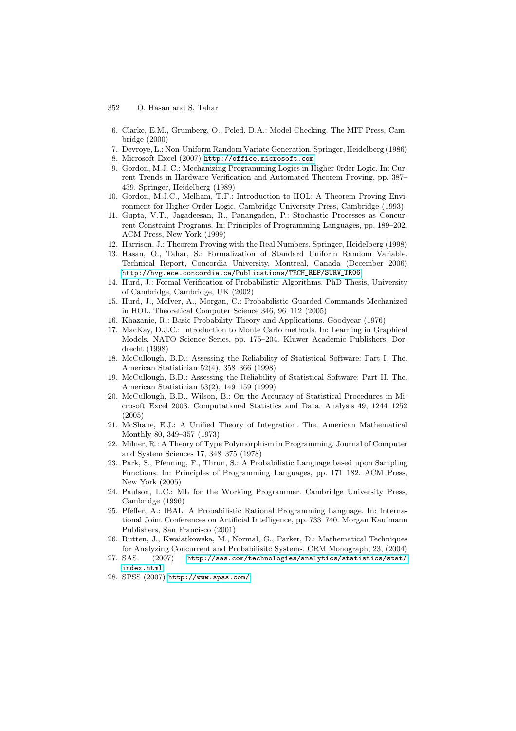6. Clarke, E.M., Grumberg, O., Peled, D.A.: Model Checking. The MIT Press, Cambridge (2000)
7. Devroye, L.: Non-Uniform Random Variate Generation. Springer, Heidelberg (1986)
8. Microsoft Excel (2007) http://office.microsoft.com
9. Gordon, M.J. C.: Mechanizing Programming Logics in Higher-0rder Logic. In: Current Trends in Hardware Verification and Automated Theorem Proving, pp. 387–439. Springer, Heidelberg (1989)
10. Gordon, M.J.C., Melham, T.F.: Introduction to HOL: A Theorem Proving Environment for Higher-Order Logic. Cambridge University Press, Cambridge (1993)
11. Gupta, V.T., Jagadeesan, R., Panangaden, P.: Stochastic Processes as Concurrent Constraint Programs. In: Principles of Programming Languages, pp. 189–202. ACM Press, New York (1999)
12. Harrison, J.: Theorem Proving with the Real Numbers. Springer, Heidelberg (1998)
13. Hasan, O., Tahar, S.: Formalization of Standard Uniform Random Variable. Technical Report, Concordia University, Montreal, Canada (December 2006) http://hvg.ece.concordia.ca/Publications/TECH_REP/SURV_TR06
14. Hurd, J.: Formal Verification of Probabilistic Algorithms. PhD Thesis, University of Cambridge, Cambridge, UK (2002)
15. Hurd, J., McIver, A., Morgan, C.: Probabilistic Guarded Commands Mechanized in HOL. Theoretical Computer Science 346, 96–112 (2005)
16. Khazanie, R.: Basic Probability Theory and Applications. Goodyear (1976)
17. MacKay, D.J.C.: Introduction to Monte Carlo methods. In: Learning in Graphical Models. NATO Science Series, pp. 175–204. Kluwer Academic Publishers, Dordrecht (1998)
18. McCullough, B.D.: Assessing the Reliability of Statistical Software: Part I. The. American Statistician 52(4), 358–366 (1998)
19. McCullough, B.D.: Assessing the Reliability of Statistical Software: Part II. The. American Statistician 53(2), 149–159 (1999)
20. McCullough, B.D., Wilson, B.: On the Accuracy of Statistical Procedures in Microsoft Excel 2003. Computational Statistics and Data. Analysis 49, 1244–1252 (2005)
21. McShane, E.J.: A Unified Theory of Integration. The. American Mathematical Monthly 80, 349–357 (1973)
22. Milner, R.: A Theory of Type Polymorphism in Programming. Journal of Computer and System Sciences 17, 348–375 (1978)
23. Park, S., Pfenning, F., Thrun, S.: A Probabilistic Language based upon Sampling Functions. In: Principles of Programming Languages, pp. 171–182. ACM Press, New York (2005)
24. Paulson, L.C.: ML for the Working Programmer. Cambridge University Press, Cambridge (1996)
25. Pfeffer, A.: IBAL: A Probabilistic Rational Programming Language. In: International Joint Conferences on Artificial Intelligence, pp. 733–740. Morgan Kaufmann Publishers, San Francisco (2001)
26. Rutten, J., Kwaiatkowska, M., Normal, G., Parker, D.: Mathematical Techniques for Analyzing Concurrent and Probabilisitc Systems. CRM Monograph, 23, (2004)
27. SAS. (2007) http://sas.com/technologies/analytics/statistics/stat/index.html
28. SPSS (2007) http://www.spss.com/